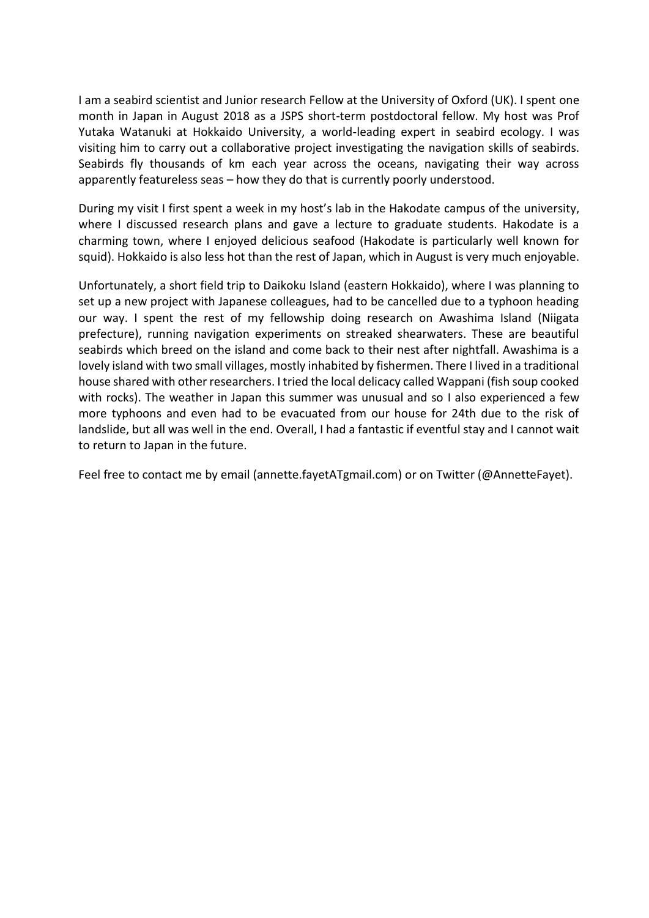I am a seabird scientist and Junior research Fellow at the University of Oxford (UK). I spent one month in Japan in August 2018 as a JSPS short-term postdoctoral fellow. My host was Prof Yutaka Watanuki at Hokkaido University, a world-leading expert in seabird ecology. I was visiting him to carry out a collaborative project investigating the navigation skills of seabirds. Seabirds fly thousands of km each year across the oceans, navigating their way across apparently featureless seas – how they do that is currently poorly understood.

During my visit I first spent a week in my host's lab in the Hakodate campus of the university, where I discussed research plans and gave a lecture to graduate students. Hakodate is a charming town, where I enjoyed delicious seafood (Hakodate is particularly well known for squid). Hokkaido is also less hot than the rest of Japan, which in August is very much enjoyable.

Unfortunately, a short field trip to Daikoku Island (eastern Hokkaido), where I was planning to set up a new project with Japanese colleagues, had to be cancelled due to a typhoon heading our way. I spent the rest of my fellowship doing research on Awashima Island (Niigata prefecture), running navigation experiments on streaked shearwaters. These are beautiful seabirds which breed on the island and come back to their nest after nightfall. Awashima is a lovely island with two small villages, mostly inhabited by fishermen. There I lived in a traditional house shared with other researchers. I tried the local delicacy called Wappani (fish soup cooked with rocks). The weather in Japan this summer was unusual and so I also experienced a few more typhoons and even had to be evacuated from our house for 24th due to the risk of landslide, but all was well in the end. Overall, I had a fantastic if eventful stay and I cannot wait to return to Japan in the future.

Feel free to contact me by email (annette.fayetATgmail.com) or on Twitter (@AnnetteFayet).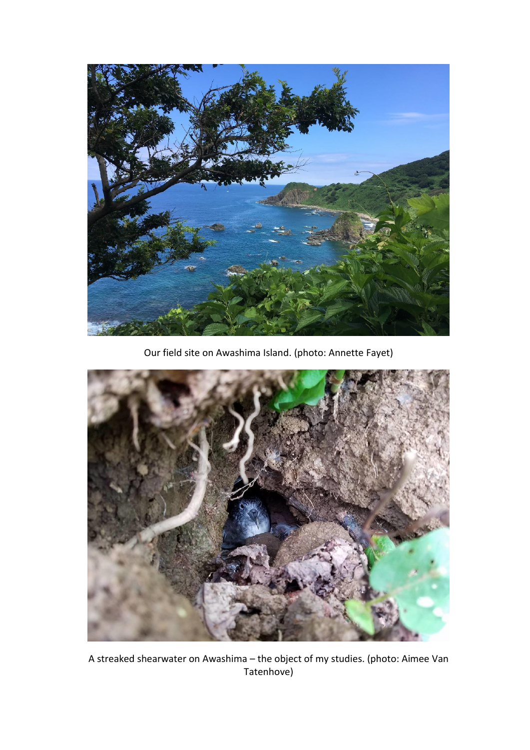Our field site on Awashima Island. (photo: Annette Fayet)

A streaked shearwater on Awashima – the object of my studies. (photo: Aimee Van Tatenhove)